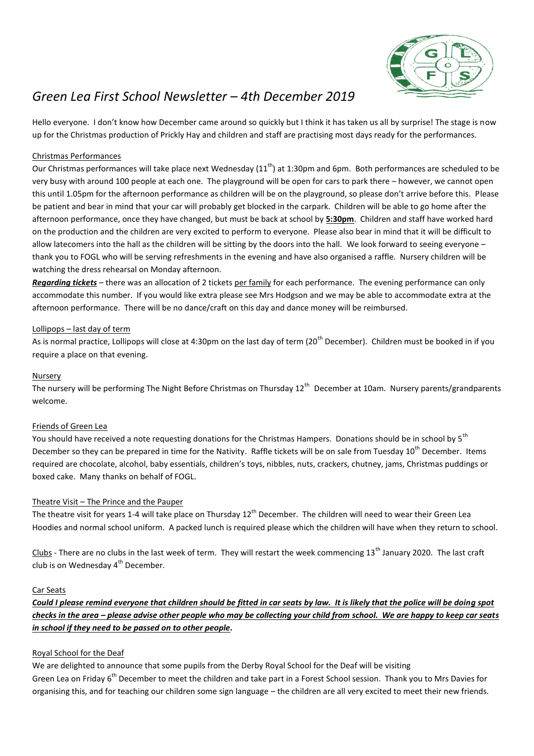# *Green Lea First School Newsletter – 4th December 2019*

Hello everyone. I don't know how December came around so quickly but I think it has taken us all by surprise! The stage is now up for the Christmas production of Prickly Hay and children and staff are practising most days ready for the performances.

Christmas Performances

Our Christmas performances will take place next Wednesday (11th) at 1:30pm and 6pm. Both performances are scheduled to be very busy with around 100 people at each one. The playground will be open for cars to park there – however, we cannot open this until 1.05pm for the afternoon performance as children will be on the playground, so please don't arrive before this. Please be patient and bear in mind that your car will probably get blocked in the carpark. Children will be able to go home after the afternoon performance, once they have changed, but must be back at school by **5:30pm**. Children and staff have worked hard on the production and the children are very excited to perform to everyone. Please also bear in mind that it will be difficult to allow latecomers into the hall as the children will be sitting by the doors into the hall. We look forward to seeing everyone – thank you to FOGL who will be serving refreshments in the evening and have also organised a raffle. Nursery children will be watching the dress rehearsal on Monday afternoon.

***Regarding tickets*** – there was an allocation of 2 tickets per family for each performance. The evening performance can only accommodate this number. If you would like extra please see Mrs Hodgson and we may be able to accommodate extra at the afternoon performance. There will be no dance/craft on this day and dance money will be reimbursed.

Lollipops – last day of term

As is normal practice, Lollipops will close at 4:30pm on the last day of term (20th December). Children must be booked in if you require a place on that evening.

Nursery

The nursery will be performing The Night Before Christmas on Thursday 12th December at 10am. Nursery parents/grandparents welcome.

Friends of Green Lea

You should have received a note requesting donations for the Christmas Hampers. Donations should be in school by 5th December so they can be prepared in time for the Nativity. Raffle tickets will be on sale from Tuesday 10th December. Items required are chocolate, alcohol, baby essentials, children's toys, nibbles, nuts, crackers, chutney, jams, Christmas puddings or boxed cake. Many thanks on behalf of FOGL.

Theatre Visit – The Prince and the Pauper

The theatre visit for years 1-4 will take place on Thursday 12th December. The children will need to wear their Green Lea Hoodies and normal school uniform. A packed lunch is required please which the children will have when they return to school.

Clubs - There are no clubs in the last week of term. They will restart the week commencing 13th January 2020. The last craft club is on Wednesday 4th December.

Car Seats

***Could I please remind everyone that children should be fitted in car seats by law. It is likely that the police will be doing spot checks in the area – please advise other people who may be collecting your child from school. We are happy to keep car seats in school if they need to be passed on to other people.***

Royal School for the Deaf

We are delighted to announce that some pupils from the Derby Royal School for the Deaf will be visiting Green Lea on Friday 6th December to meet the children and take part in a Forest School session. Thank you to Mrs Davies for organising this, and for teaching our children some sign language – the children are all very excited to meet their new friends.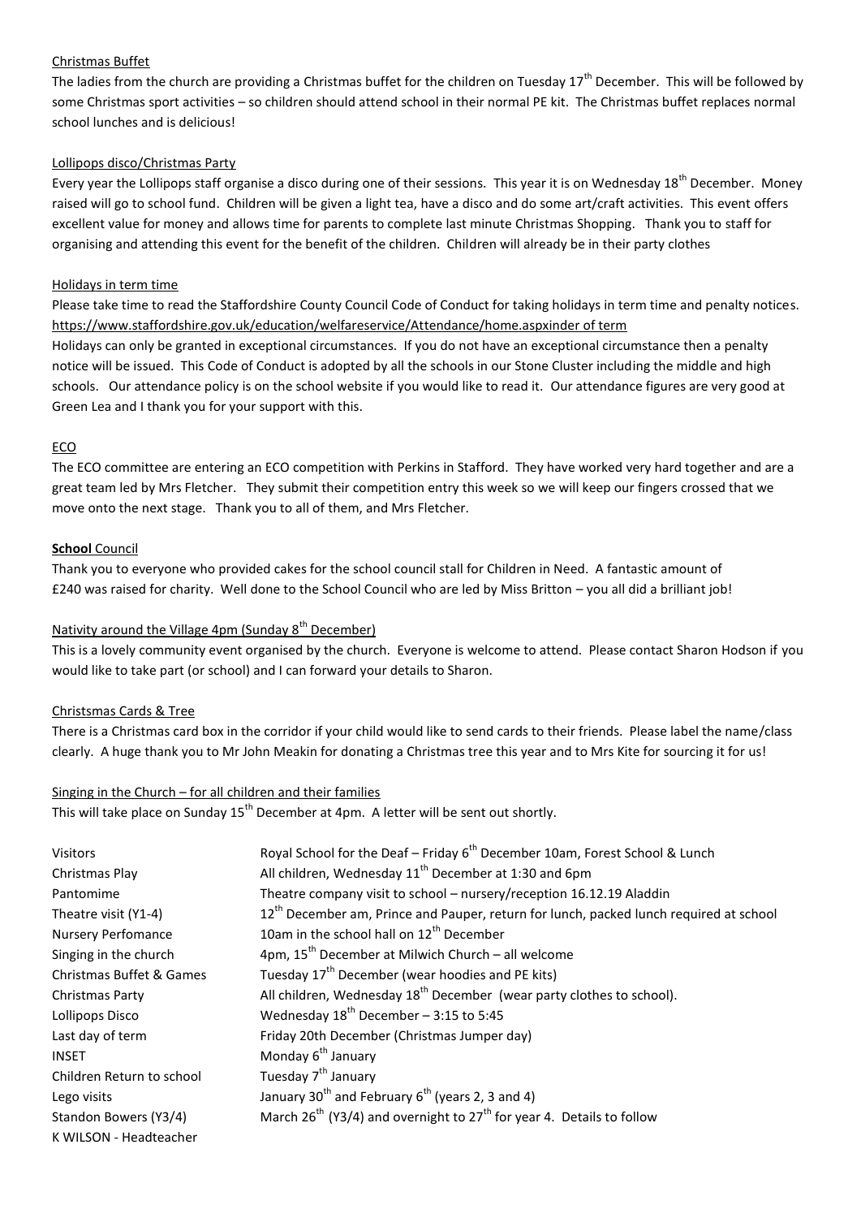Christmas Buffet

The ladies from the church are providing a Christmas buffet for the children on Tuesday 17th December. This will be followed by some Christmas sport activities – so children should attend school in their normal PE kit. The Christmas buffet replaces normal school lunches and is delicious!

Lollipops disco/Christmas Party

Every year the Lollipops staff organise a disco during one of their sessions. This year it is on Wednesday 18th December. Money raised will go to school fund. Children will be given a light tea, have a disco and do some art/craft activities. This event offers excellent value for money and allows time for parents to complete last minute Christmas Shopping. Thank you to staff for organising and attending this event for the benefit of the children. Children will already be in their party clothes

Holidays in term time

Please take time to read the Staffordshire County Council Code of Conduct for taking holidays in term time and penalty notices. https://www.staffordshire.gov.uk/education/welfareservice/Attendance/home.aspxinder of term

Holidays can only be granted in exceptional circumstances. If you do not have an exceptional circumstance then a penalty notice will be issued. This Code of Conduct is adopted by all the schools in our Stone Cluster including the middle and high schools. Our attendance policy is on the school website if you would like to read it. Our attendance figures are very good at Green Lea and I thank you for your support with this.

ECO

The ECO committee are entering an ECO competition with Perkins in Stafford. They have worked very hard together and are a great team led by Mrs Fletcher. They submit their competition entry this week so we will keep our fingers crossed that we move onto the next stage. Thank you to all of them, and Mrs Fletcher.

**School** Council

Thank you to everyone who provided cakes for the school council stall for Children in Need. A fantastic amount of £240 was raised for charity. Well done to the School Council who are led by Miss Britton – you all did a brilliant job!

Nativity around the Village 4pm (Sunday 8th December)

This is a lovely community event organised by the church. Everyone is welcome to attend. Please contact Sharon Hodson if you would like to take part (or school) and I can forward your details to Sharon.

Christsmas Cards & Tree

There is a Christmas card box in the corridor if your child would like to send cards to their friends. Please label the name/class clearly. A huge thank you to Mr John Meakin for donating a Christmas tree this year and to Mrs Kite for sourcing it for us!

Singing in the Church – for all children and their families

This will take place on Sunday 15th December at 4pm. A letter will be sent out shortly.

| | |
|---|---|
| Visitors | Royal School for the Deaf – Friday 6th December 10am, Forest School & Lunch |
| Christmas Play | All children, Wednesday 11th December at 1:30 and 6pm |
| Pantomime | Theatre company visit to school – nursery/reception 16.12.19 Aladdin |
| Theatre visit (Y1-4) | 12th December am, Prince and Pauper, return for lunch, packed lunch required at school |
| Nursery Perfomance | 10am in the school hall on 12th December |
| Singing in the church | 4pm, 15th December at Milwich Church – all welcome |
| Christmas Buffet & Games | Tuesday 17th December (wear hoodies and PE kits) |
| Christmas Party | All children, Wednesday 18th December (wear party clothes to school). |
| Lollipops Disco | Wednesday 18th December – 3:15 to 5:45 |
| Last day of term | Friday 20th December (Christmas Jumper day) |
| INSET | Monday 6th January |
| Children Return to school | Tuesday 7th January |
| Lego visits | January 30th and February 6th (years 2, 3 and 4) |
| Standon Bowers (Y3/4) | March 26th (Y3/4) and overnight to 27th for year 4. Details to follow |

K WILSON - Headteacher